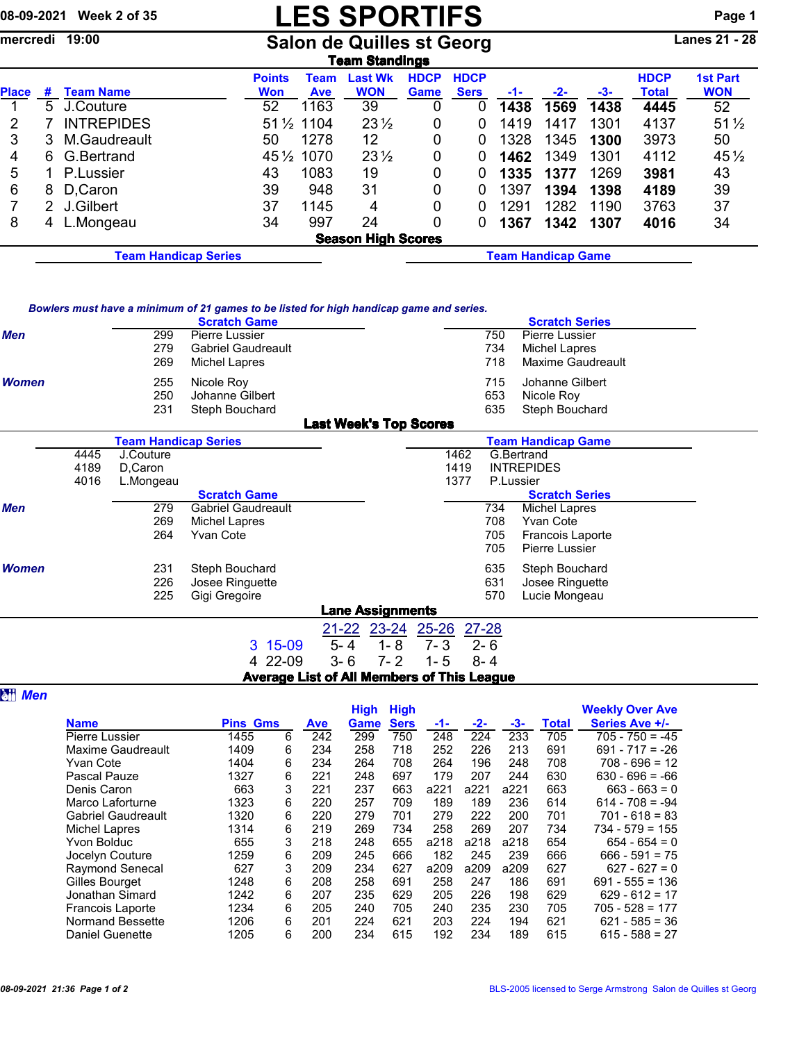# LES SPORTIFS

08-09-2021 Week 2 of 35

mercredi 19:00

## Salon de Quilles st Georg

Lanes 21 - 28

### Team Standings

| Place | # | Team Name | Points Won | Team Ave | Last Wk WON | HDCP Game | HDCP Sers | -1- | -2- | -3- | HDCP Total | 1st Part WON |
|---|---|---|---|---|---|---|---|---|---|---|---|---|
| 1 | 5 | J.Couture | 52 | 1163 | 39 | 0 | 0 | **1438** | **1569** | **1438** | **4445** | 52 |
| 2 | 7 | INTREPIDES | 51½ | 1104 | 23½ | 0 | 0 | 1419 | 1417 | 1301 | 4137 | 51½ |
| 3 | 3 | M.Gaudreault | 50 | 1278 | 12 | 0 | 0 | 1328 | 1345 | **1300** | 3973 | 50 |
| 4 | 6 | G.Bertrand | 45½ | 1070 | 23½ | 0 | 0 | **1462** | 1349 | 1301 | 4112 | 45½ |
| 5 | 1 | P.Lussier | 43 | 1083 | 19 | 0 | 0 | **1335** | **1377** | 1269 | **3981** | 43 |
| 6 | 8 | D,Caron | 39 | 948 | 31 | 0 | 0 | 1397 | **1394** | **1398** | **4189** | 39 |
| 7 | 2 | J.Gilbert | 37 | 1145 | 4 | 0 | 0 | 1291 | 1282 | 1190 | 3763 | 37 |
| 8 | 4 | L.Mongeau | 34 | 997 | 24 | 0 | 0 | **1367** | **1342** | **1307** | **4016** | 34 |

### Season High Scores

**Team Handicap Series** | **Team Handicap Game**

*Bowlers must have a minimum of 21 games to be listed for high handicap game and series.*

| | Scratch Game | | Scratch Series | |
|---|---|---|---|---|
| ***Men*** | 299 | Pierre Lussier | 750 | Pierre Lussier |
| | 279 | Gabriel Gaudreault | 734 | Michel Lapres |
| | 269 | Michel Lapres | 718 | Maxime Gaudreault |
| ***Women*** | 255 | Nicole Roy | 715 | Johanne Gilbert |
| | 250 | Johanne Gilbert | 653 | Nicole Roy |
| | 231 | Steph Bouchard | 635 | Steph Bouchard |

### Last Week's Top Scores

| Team Handicap Series | | Team Handicap Game | |
|---|---|---|---|
| 4445 | J.Couture | 1462 | G.Bertrand |
| 4189 | D,Caron | 1419 | INTREPIDES |
| 4016 | L.Mongeau | 1377 | P.Lussier |

| | Scratch Game | | Scratch Series | |
|---|---|---|---|---|
| ***Men*** | 279 | Gabriel Gaudreault | 734 | Michel Lapres |
| | 269 | Michel Lapres | 708 | Yvan Cote |
| | 264 | Yvan Cote | 705 | Francois Laporte |
| | | | 705 | Pierre Lussier |
| ***Women*** | 231 | Steph Bouchard | 635 | Steph Bouchard |
| | 226 | Josee Ringuette | 631 | Josee Ringuette |
| | 225 | Gigi Gregoire | 570 | Lucie Mongeau |

### Lane Assignments

| | 21-22 | 23-24 | 25-26 | 27-28 |
|---|---|---|---|---|
| 3 15-09 | 5- 4 | 1- 8 | 7- 3 | 2- 6 |
| 4 22-09 | 3- 6 | 7- 2 | 1- 5 | 8- 4 |

### Average List of All Members of This League

***Men***

| Name | Pins | Gms | Ave | High Game | High Sers | -1- | -2- | -3- | Total | Weekly Over Ave Series Ave +/- |
|---|---|---|---|---|---|---|---|---|---|---|
| Pierre Lussier | 1455 | 6 | 242 | 299 | 750 | 248 | 224 | 233 | 705 | 705 - 750 = -45 |
| Maxime Gaudreault | 1409 | 6 | 234 | 258 | 718 | 252 | 226 | 213 | 691 | 691 - 717 = -26 |
| Yvan Cote | 1404 | 6 | 234 | 264 | 708 | 264 | 196 | 248 | 708 | 708 - 696 = 12 |
| Pascal Pauze | 1327 | 6 | 221 | 248 | 697 | 179 | 207 | 244 | 630 | 630 - 696 = -66 |
| Denis Caron | 663 | 3 | 221 | 237 | 663 | a221 | a221 | a221 | 663 | 663 - 663 = 0 |
| Marco Laforturne | 1323 | 6 | 220 | 257 | 709 | 189 | 189 | 236 | 614 | 614 - 708 = -94 |
| Gabriel Gaudreault | 1320 | 6 | 220 | 279 | 701 | 279 | 222 | 200 | 701 | 701 - 618 = 83 |
| Michel Lapres | 1314 | 6 | 219 | 269 | 734 | 258 | 269 | 207 | 734 | 734 - 579 = 155 |
| Yvon Bolduc | 655 | 3 | 218 | 248 | 655 | a218 | a218 | a218 | 654 | 654 - 654 = 0 |
| Jocelyn Couture | 1259 | 6 | 209 | 245 | 666 | 182 | 245 | 239 | 666 | 666 - 591 = 75 |
| Raymond Senecal | 627 | 3 | 209 | 234 | 627 | a209 | a209 | a209 | 627 | 627 - 627 = 0 |
| Gilles Bourget | 1248 | 6 | 208 | 258 | 691 | 258 | 247 | 186 | 691 | 691 - 555 = 136 |
| Jonathan Simard | 1242 | 6 | 207 | 235 | 629 | 205 | 226 | 198 | 629 | 629 - 612 = 17 |
| Francois Laporte | 1234 | 6 | 205 | 240 | 705 | 240 | 235 | 230 | 705 | 705 - 528 = 177 |
| Normand Bessette | 1206 | 6 | 201 | 224 | 621 | 203 | 224 | 194 | 621 | 621 - 585 = 36 |
| Daniel Guenette | 1205 | 6 | 200 | 234 | 615 | 192 | 234 | 189 | 615 | 615 - 588 = 27 |

BLS-2005 licensed to Serge Armstrong Salon de Quilles st Georg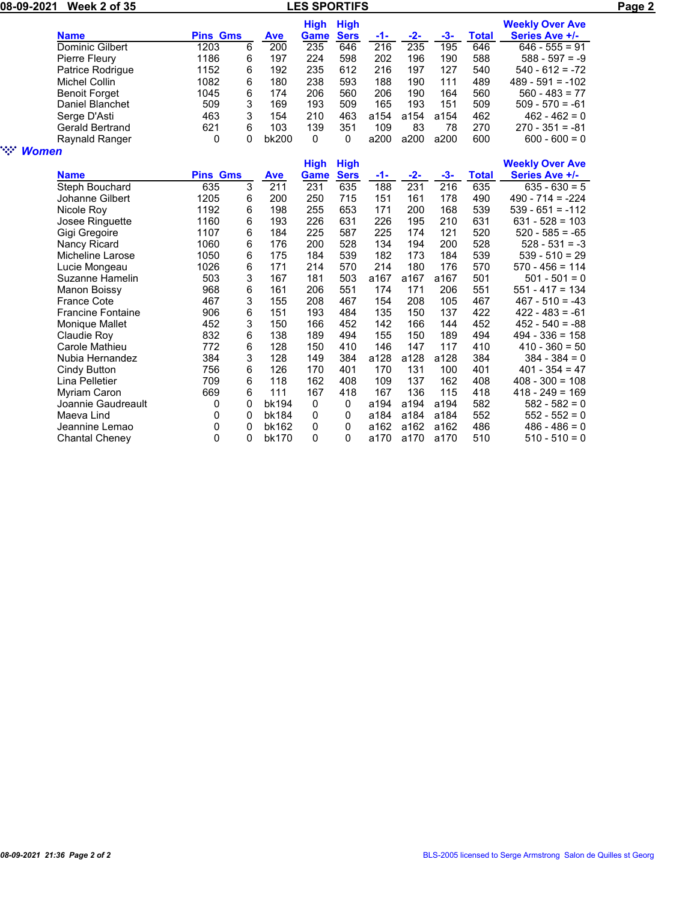| Name | Pins | Gms | Ave | High Game | High Sers | -1- | -2- | -3- | Total | Weekly Over Ave Series Ave +/- |
|---|---|---|---|---|---|---|---|---|---|---|
| Dominic Gilbert | 1203 | 6 | 200 | 235 | 646 | 216 | 235 | 195 | 646 | 646 - 555 = 91 |
| Pierre Fleury | 1186 | 6 | 197 | 224 | 598 | 202 | 196 | 190 | 588 | 588 - 597 = -9 |
| Patrice Rodrigue | 1152 | 6 | 192 | 235 | 612 | 216 | 197 | 127 | 540 | 540 - 612 = -72 |
| Michel Collin | 1082 | 6 | 180 | 238 | 593 | 188 | 190 | 111 | 489 | 489 - 591 = -102 |
| Benoit Forget | 1045 | 6 | 174 | 206 | 560 | 206 | 190 | 164 | 560 | 560 - 483 = 77 |
| Daniel Blanchet | 509 | 3 | 169 | 193 | 509 | 165 | 193 | 151 | 509 | 509 - 570 = -61 |
| Serge D'Asti | 463 | 3 | 154 | 210 | 463 | a154 | a154 | a154 | 462 | 462 - 462 = 0 |
| Gerald Bertrand | 621 | 6 | 103 | 139 | 351 | 109 | 83 | 78 | 270 | 270 - 351 = -81 |
| Raynald Ranger | 0 | 0 | bk200 | 0 | 0 | a200 | a200 | a200 | 600 | 600 - 600 = 0 |

## *Women*

| Name | Pins | Gms | Ave | High Game | High Sers | -1- | -2- | -3- | Total | Weekly Over Ave Series Ave +/- |
|---|---|---|---|---|---|---|---|---|---|---|
| Steph Bouchard | 635 | 3 | 211 | 231 | 635 | 188 | 231 | 216 | 635 | 635 - 630 = 5 |
| Johanne Gilbert | 1205 | 6 | 200 | 250 | 715 | 151 | 161 | 178 | 490 | 490 - 714 = -224 |
| Nicole Roy | 1192 | 6 | 198 | 255 | 653 | 171 | 200 | 168 | 539 | 539 - 651 = -112 |
| Josee Ringuette | 1160 | 6 | 193 | 226 | 631 | 226 | 195 | 210 | 631 | 631 - 528 = 103 |
| Gigi Gregoire | 1107 | 6 | 184 | 225 | 587 | 225 | 174 | 121 | 520 | 520 - 585 = -65 |
| Nancy Ricard | 1060 | 6 | 176 | 200 | 528 | 134 | 194 | 200 | 528 | 528 - 531 = -3 |
| Micheline Larose | 1050 | 6 | 175 | 184 | 539 | 182 | 173 | 184 | 539 | 539 - 510 = 29 |
| Lucie Mongeau | 1026 | 6 | 171 | 214 | 570 | 214 | 180 | 176 | 570 | 570 - 456 = 114 |
| Suzanne Hamelin | 503 | 3 | 167 | 181 | 503 | a167 | a167 | a167 | 501 | 501 - 501 = 0 |
| Manon Boissy | 968 | 6 | 161 | 206 | 551 | 174 | 171 | 206 | 551 | 551 - 417 = 134 |
| France Cote | 467 | 3 | 155 | 208 | 467 | 154 | 208 | 105 | 467 | 467 - 510 = -43 |
| Francine Fontaine | 906 | 6 | 151 | 193 | 484 | 135 | 150 | 137 | 422 | 422 - 483 = -61 |
| Monique Mallet | 452 | 3 | 150 | 166 | 452 | 142 | 166 | 144 | 452 | 452 - 540 = -88 |
| Claudie Roy | 832 | 6 | 138 | 189 | 494 | 155 | 150 | 189 | 494 | 494 - 336 = 158 |
| Carole Mathieu | 772 | 6 | 128 | 150 | 410 | 146 | 147 | 117 | 410 | 410 - 360 = 50 |
| Nubia Hernandez | 384 | 3 | 128 | 149 | 384 | a128 | a128 | a128 | 384 | 384 - 384 = 0 |
| Cindy Button | 756 | 6 | 126 | 170 | 401 | 170 | 131 | 100 | 401 | 401 - 354 = 47 |
| Lina Pelletier | 709 | 6 | 118 | 162 | 408 | 109 | 137 | 162 | 408 | 408 - 300 = 108 |
| Myriam Caron | 669 | 6 | 111 | 167 | 418 | 167 | 136 | 115 | 418 | 418 - 249 = 169 |
| Joannie Gaudreault | 0 | 0 | bk194 | 0 | 0 | a194 | a194 | a194 | 582 | 582 - 582 = 0 |
| Maeva Lind | 0 | 0 | bk184 | 0 | 0 | a184 | a184 | a184 | 552 | 552 - 552 = 0 |
| Jeannine Lemao | 0 | 0 | bk162 | 0 | 0 | a162 | a162 | a162 | 486 | 486 - 486 = 0 |
| Chantal Cheney | 0 | 0 | bk170 | 0 | 0 | a170 | a170 | a170 | 510 | 510 - 510 = 0 |

08-09-2021 21:36

BLS-2005 licensed to Serge Armstrong Salon de Quilles st Georg